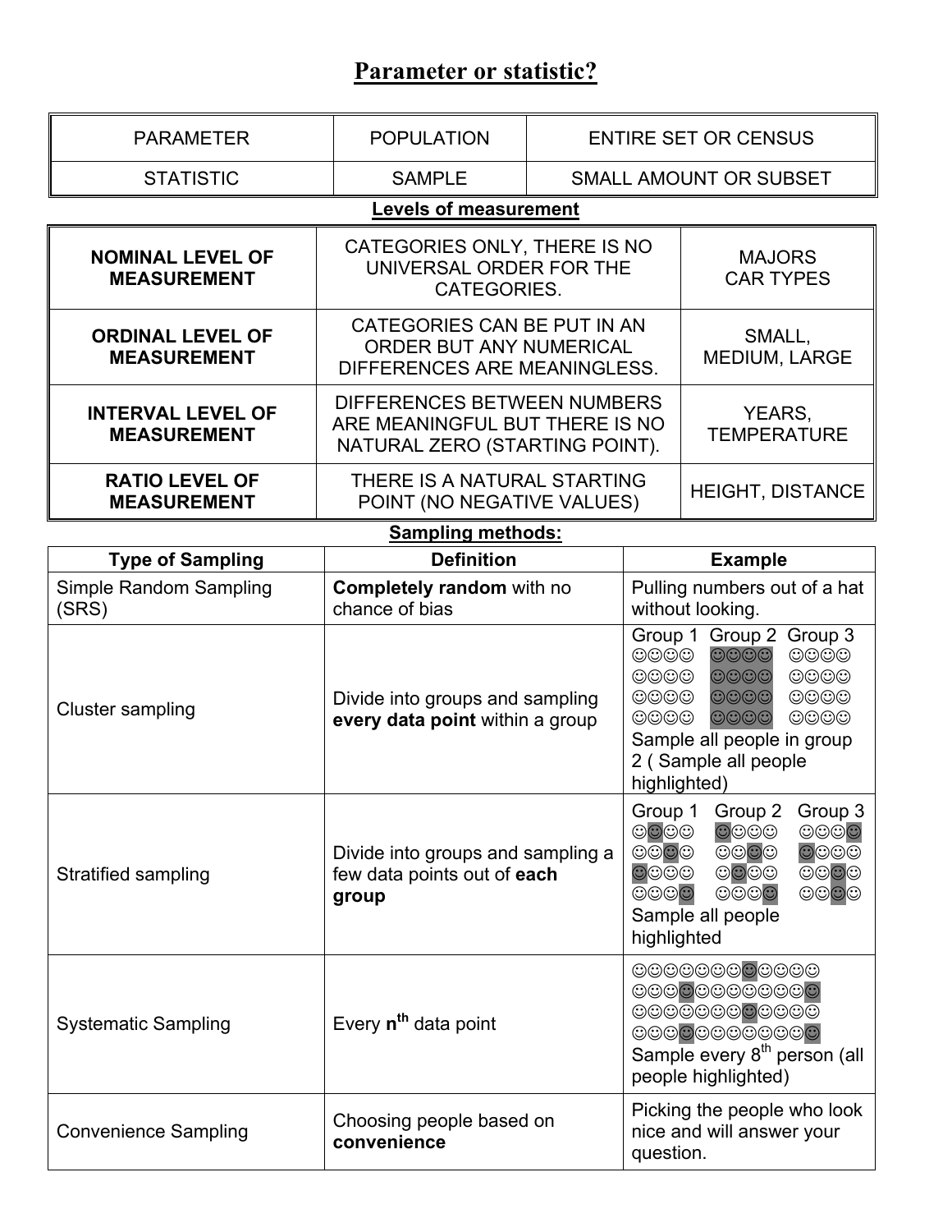# Parameter or statistic?

| PARAMETER | POPULATION | ENTIRE SET OR CENSUS |
|---|---|---|
| STATISTIC | SAMPLE | SMALL AMOUNT OR SUBSET |

**Levels of measurement**

| | | |
|---|---|---|
| **NOMINAL LEVEL OF MEASUREMENT** | CATEGORIES ONLY, THERE IS NO UNIVERSAL ORDER FOR THE CATEGORIES. | MAJORS CAR TYPES |
| **ORDINAL LEVEL OF MEASUREMENT** | CATEGORIES CAN BE PUT IN AN ORDER BUT ANY NUMERICAL DIFFERENCES ARE MEANINGLESS. | SMALL, MEDIUM, LARGE |
| **INTERVAL LEVEL OF MEASUREMENT** | DIFFERENCES BETWEEN NUMBERS ARE MEANINGFUL BUT THERE IS NO NATURAL ZERO (STARTING POINT). | YEARS, TEMPERATURE |
| **RATIO LEVEL OF MEASUREMENT** | THERE IS A NATURAL STARTING POINT (NO NEGATIVE VALUES) | HEIGHT, DISTANCE |

**Sampling methods:**

| Type of Sampling | Definition | Example |
|---|---|---|
| Simple Random Sampling (SRS) | **Completely random** with no chance of bias | Pulling numbers out of a hat without looking. |
| Cluster sampling | Divide into groups and sampling **every data point** within a group | Group 1 Group 2 Group 3 ☺☺☺☺ ☺☺☺☺ ☺☺☺☺ ☺☺☺☺ ☺☺☺☺ ☺☺☺☺ ☺☺☺☺ ☺☺☺☺ ☺☺☺☺ ☺☺☺☺ ☺☺☺☺ ☺☺☺☺ Sample all people in group 2 ( Sample all people highlighted) |
| Stratified sampling | Divide into groups and sampling a few data points out of **each group** | Group 1 Group 2 Group 3 ☺☺☺☺ ☺☺☺☺ ☺☺☺☺ ☺☺☺☺ ☺☺☺☺ ☺☺☺☺ ☺☺☺☺ ☺☺☺☺ ☺☺☺☺ ☺☺☺☺ ☺☺☺☺ ☺☺☺☺ Sample all people highlighted |
| Systematic Sampling | Every **n$^{th}$** data point | ☺☺☺☺☺☺☺☺☺☺☺☺ ☺☺☺☺☺☺☺☺☺☺☺☺ ☺☺☺☺☺☺☺☺☺☺☺☺ ☺☺☺☺☺☺☺☺☺☺☺☺ Sample every 8$^{th}$ person (all people highlighted) |
| Convenience Sampling | Choosing people based on **convenience** | Picking the people who look nice and will answer your question. |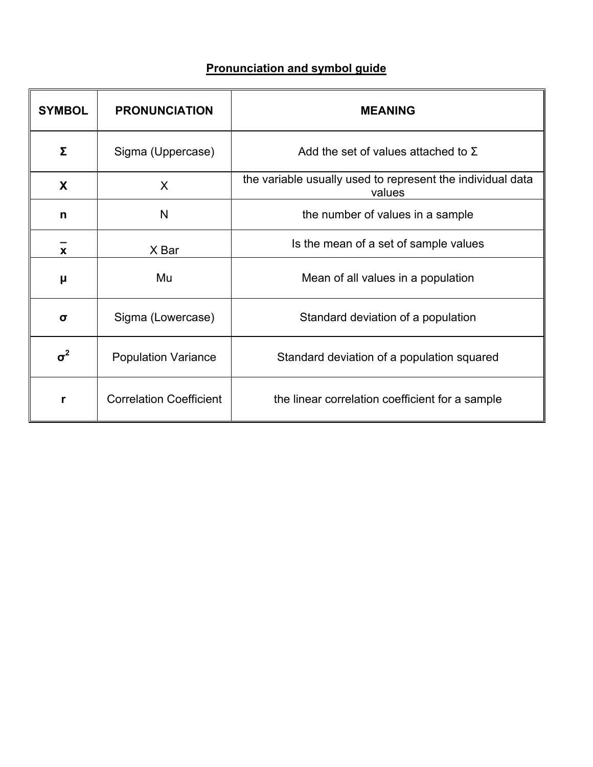## Pronunciation and symbol guide

| SYMBOL | PRONUNCIATION | MEANING |
|---|---|---|
| $\Sigma$ | Sigma (Uppercase) | Add the set of values attached to $\Sigma$ |
| $X$ | X | the variable usually used to represent the individual data values |
| $n$ | N | the number of values in a sample |
| $\bar{x}$ | X Bar | Is the mean of a set of sample values |
| $\mu$ | Mu | Mean of all values in a population |
| $\sigma$ | Sigma (Lowercase) | Standard deviation of a population |
| $\sigma^2$ | Population Variance | Standard deviation of a population squared |
| $r$ | Correlation Coefficient | the linear correlation coefficient for a sample |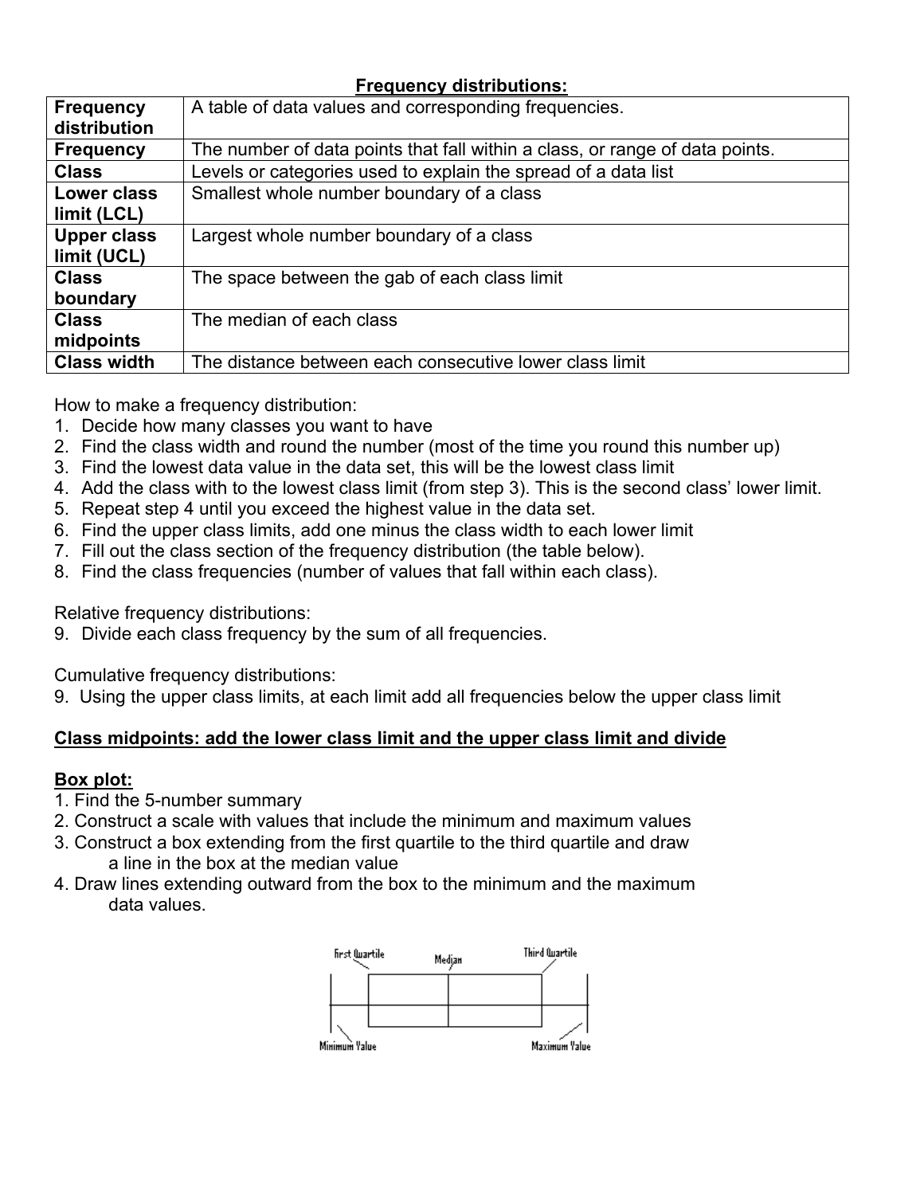## Frequency distributions:

| | |
|---|---|
| **Frequency distribution** | A table of data values and corresponding frequencies. |
| **Frequency** | The number of data points that fall within a class, or range of data points. |
| **Class** | Levels or categories used to explain the spread of a data list |
| **Lower class limit (LCL)** | Smallest whole number boundary of a class |
| **Upper class limit (UCL)** | Largest whole number boundary of a class |
| **Class boundary** | The space between the gab of each class limit |
| **Class midpoints** | The median of each class |
| **Class width** | The distance between each consecutive lower class limit |

How to make a frequency distribution:

1. Decide how many classes you want to have
2. Find the class width and round the number (most of the time you round this number up)
3. Find the lowest data value in the data set, this will be the lowest class limit
4. Add the class with to the lowest class limit (from step 3). This is the second class' lower limit.
5. Repeat step 4 until you exceed the highest value in the data set.
6. Find the upper class limits, add one minus the class width to each lower limit
7. Fill out the class section of the frequency distribution (the table below).
8. Find the class frequencies (number of values that fall within each class).

Relative frequency distributions:

9. Divide each class frequency by the sum of all frequencies.

Cumulative frequency distributions:

9. Using the upper class limits, at each limit add all frequencies below the upper class limit

**Class midpoints: add the lower class limit and the upper class limit and divide**

**Box plot:**

1. Find the 5-number summary
2. Construct a scale with values that include the minimum and maximum values
3. Construct a box extending from the first quartile to the third quartile and draw a line in the box at the median value
4. Draw lines extending outward from the box to the minimum and the maximum data values.

First Quartile — Median — Third Quartile

Minimum Value — Maximum Value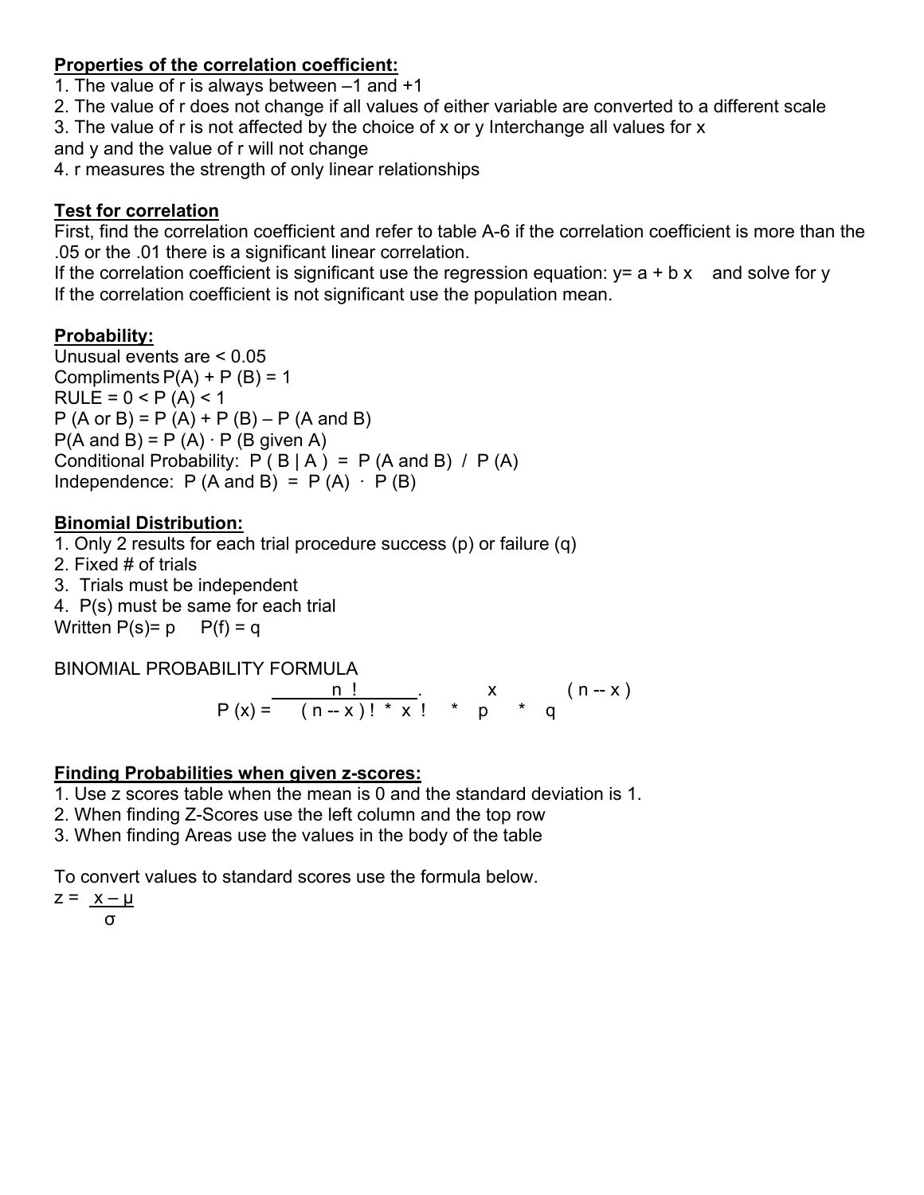**Properties of the correlation coefficient:**

1. The value of r is always between –1 and +1
2. The value of r does not change if all values of either variable are converted to a different scale
3. The value of r is not affected by the choice of x or y Interchange all values for x and y and the value of r will not change
4. r measures the strength of only linear relationships

**Test for correlation**

First, find the correlation coefficient and refer to table A-6 if the correlation coefficient is more than the .05 or the .01 there is a significant linear correlation.
If the correlation coefficient is significant use the regression equation: $y = a + b x$ and solve for y
If the correlation coefficient is not significant use the population mean.

**Probability:**

Unusual events are < 0.05
Compliments $P(A) + P(B) = 1$
RULE = $0 < P(A) < 1$
$P(A \text{ or } B) = P(A) + P(B) - P(A \text{ and } B)$
$P(A \text{ and } B) = P(A) \cdot P(B \text{ given } A)$
Conditional Probability: $P(B \mid A) = P(A \text{ and } B) \,/\, P(A)$
Independence: $P(A \text{ and } B) = P(A) \cdot P(B)$

**Binomial Distribution:**

1. Only 2 results for each trial procedure success (p) or failure (q)
2. Fixed # of trials
3. Trials must be independent
4. P(s) must be same for each trial

Written $P(s) = p$ $P(f) = q$

BINOMIAL PROBABILITY FORMULA

$$P(x) = \frac{n!}{(n-x)! \cdot x!} \cdot p^{x} \cdot q^{(n-x)}$$

**Finding Probabilities when given z-scores:**

1. Use z scores table when the mean is 0 and the standard deviation is 1.
2. When finding Z-Scores use the left column and the top row
3. When finding Areas use the values in the body of the table

To convert values to standard scores use the formula below.

$$z = \frac{x - \mu}{\sigma}$$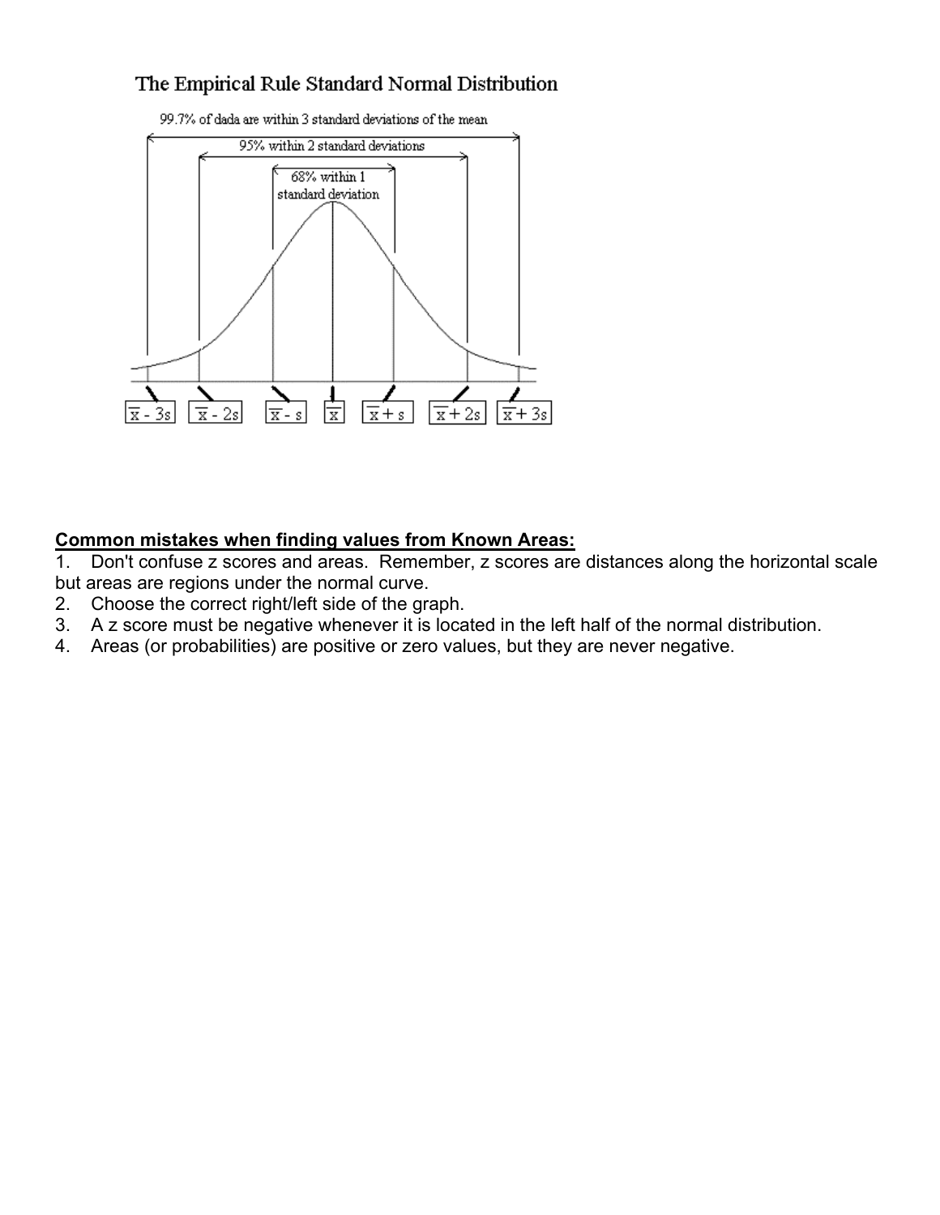## The Empirical Rule Standard Normal Distribution

99.7% of dada are within 3 standard deviations of the mean

95% within 2 standard deviations

68% within 1 standard deviation

$\bar{x} - 3s$ $\bar{x} - 2s$ $\bar{x} - s$ $\bar{x}$ $\bar{x} + s$ $\bar{x} + 2s$ $\bar{x} + 3s$

**Common mistakes when finding values from Known Areas:**

1. Don't confuse z scores and areas. Remember, z scores are distances along the horizontal scale but areas are regions under the normal curve.
2. Choose the correct right/left side of the graph.
3. A z score must be negative whenever it is located in the left half of the normal distribution.
4. Areas (or probabilities) are positive or zero values, but they are never negative.